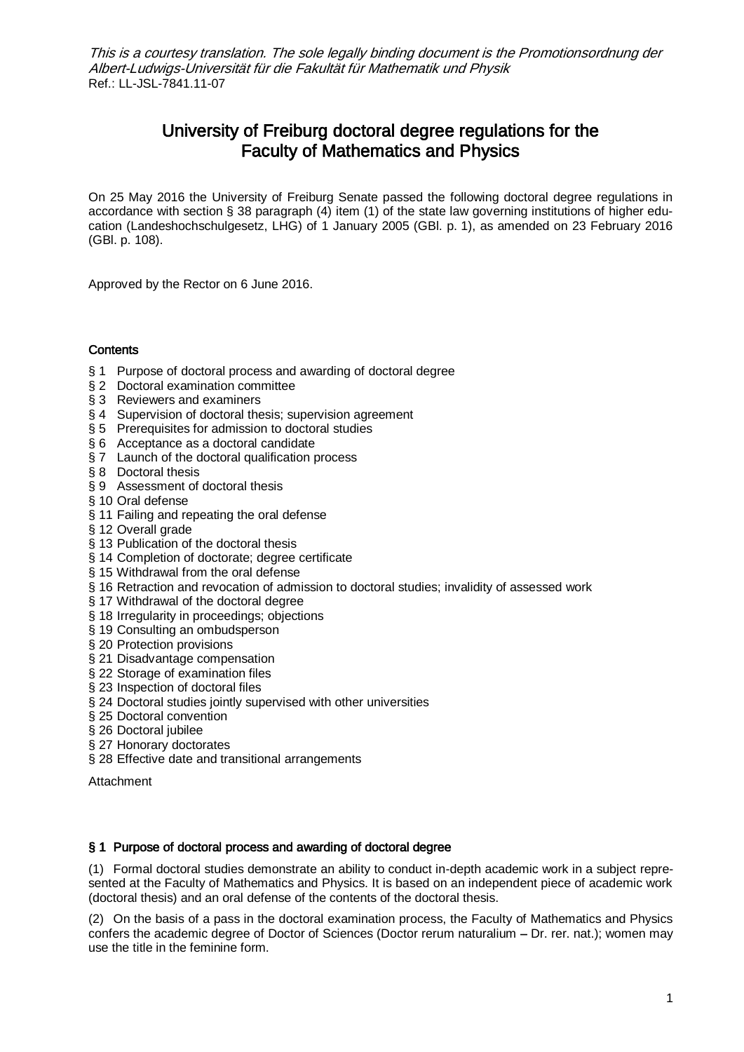*This is a courtesy translation. The sole legally binding document is the Promotionsordnung der Albert-Ludwigs-Universität für die Fakultät für Mathematik und Physik*
Ref.: LL-JSL-7841.11-07

# University of Freiburg doctoral degree regulations for the Faculty of Mathematics and Physics

On 25 May 2016 the University of Freiburg Senate passed the following doctoral degree regulations in accordance with section § 38 paragraph (4) item (1) of the state law governing institutions of higher education (Landeshochschulgesetz, LHG) of 1 January 2005 (GBl. p. 1), as amended on 23 February 2016 (GBl. p. 108).

Approved by the Rector on 6 June 2016.

**Contents**

- § 1 Purpose of doctoral process and awarding of doctoral degree
- § 2 Doctoral examination committee
- § 3 Reviewers and examiners
- § 4 Supervision of doctoral thesis; supervision agreement
- § 5 Prerequisites for admission to doctoral studies
- § 6 Acceptance as a doctoral candidate
- § 7 Launch of the doctoral qualification process
- § 8 Doctoral thesis
- § 9 Assessment of doctoral thesis
- § 10 Oral defense
- § 11 Failing and repeating the oral defense
- § 12 Overall grade
- § 13 Publication of the doctoral thesis
- § 14 Completion of doctorate; degree certificate
- § 15 Withdrawal from the oral defense
- § 16 Retraction and revocation of admission to doctoral studies; invalidity of assessed work
- § 17 Withdrawal of the doctoral degree
- § 18 Irregularity in proceedings; objections
- § 19 Consulting an ombudsperson
- § 20 Protection provisions
- § 21 Disadvantage compensation
- § 22 Storage of examination files
- § 23 Inspection of doctoral files
- § 24 Doctoral studies jointly supervised with other universities
- § 25 Doctoral convention
- § 26 Doctoral jubilee
- § 27 Honorary doctorates
- § 28 Effective date and transitional arrangements

Attachment

## § 1 Purpose of doctoral process and awarding of doctoral degree

(1) Formal doctoral studies demonstrate an ability to conduct in-depth academic work in a subject represented at the Faculty of Mathematics and Physics. It is based on an independent piece of academic work (doctoral thesis) and an oral defense of the contents of the doctoral thesis.

(2) On the basis of a pass in the doctoral examination process, the Faculty of Mathematics and Physics confers the academic degree of Doctor of Sciences (Doctor rerum naturalium – Dr. rer. nat.); women may use the title in the feminine form.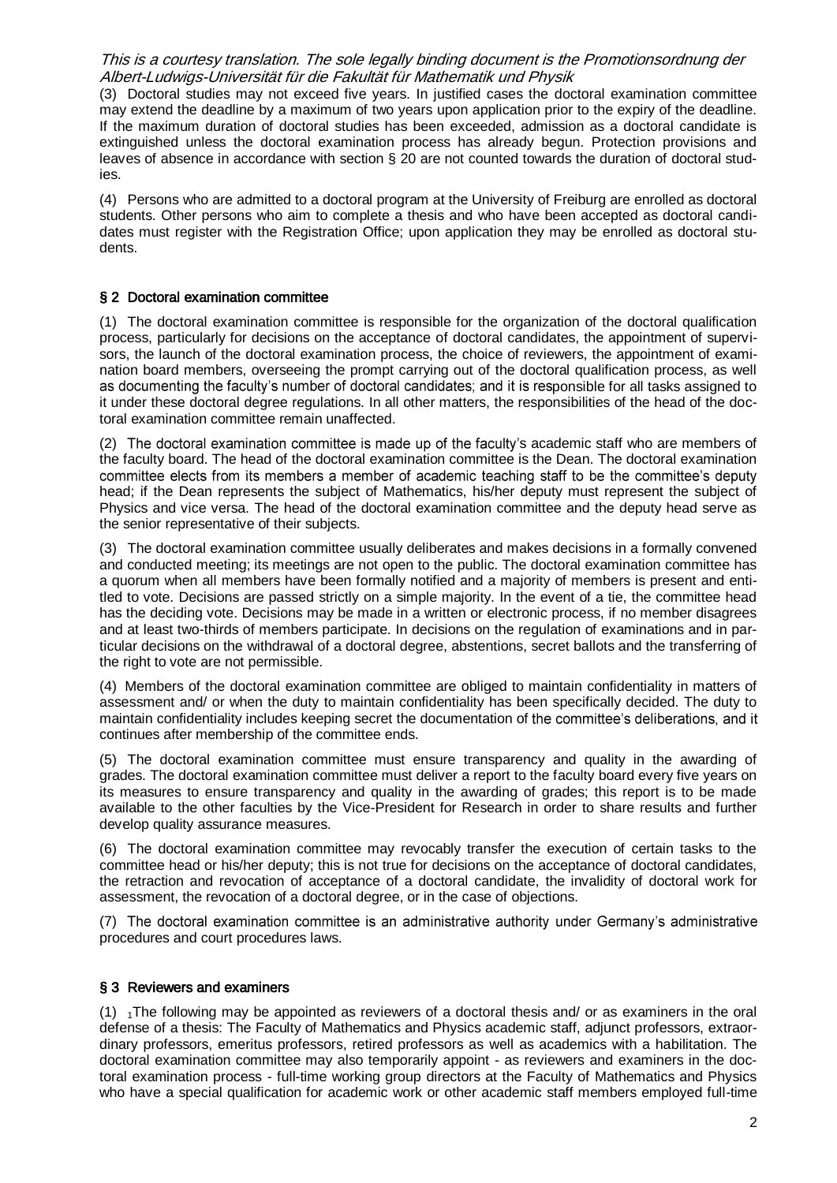(3) Doctoral studies may not exceed five years. In justified cases the doctoral examination committee may extend the deadline by a maximum of two years upon application prior to the expiry of the deadline. If the maximum duration of doctoral studies has been exceeded, admission as a doctoral candidate is extinguished unless the doctoral examination process has already begun. Protection provisions and leaves of absence in accordance with section § 20 are not counted towards the duration of doctoral studies.

(4) Persons who are admitted to a doctoral program at the University of Freiburg are enrolled as doctoral students. Other persons who aim to complete a thesis and who have been accepted as doctoral candidates must register with the Registration Office; upon application they may be enrolled as doctoral students.

## § 2 Doctoral examination committee

(1) The doctoral examination committee is responsible for the organization of the doctoral qualification process, particularly for decisions on the acceptance of doctoral candidates, the appointment of supervisors, the launch of the doctoral examination process, the choice of reviewers, the appointment of examination board members, overseeing the prompt carrying out of the doctoral qualification process, as well as documenting the faculty's number of doctoral candidates; and it is responsible for all tasks assigned to it under these doctoral degree regulations. In all other matters, the responsibilities of the head of the doctoral examination committee remain unaffected.

(2) The doctoral examination committee is made up of the faculty's academic staff who are members of the faculty board. The head of the doctoral examination committee is the Dean. The doctoral examination committee elects from its members a member of academic teaching staff to be the committee's deputy head; if the Dean represents the subject of Mathematics, his/her deputy must represent the subject of Physics and vice versa. The head of the doctoral examination committee and the deputy head serve as the senior representative of their subjects.

(3) The doctoral examination committee usually deliberates and makes decisions in a formally convened and conducted meeting; its meetings are not open to the public. The doctoral examination committee has a quorum when all members have been formally notified and a majority of members is present and entitled to vote. Decisions are passed strictly on a simple majority. In the event of a tie, the committee head has the deciding vote. Decisions may be made in a written or electronic process, if no member disagrees and at least two-thirds of members participate. In decisions on the regulation of examinations and in particular decisions on the withdrawal of a doctoral degree, abstentions, secret ballots and the transferring of the right to vote are not permissible.

(4) Members of the doctoral examination committee are obliged to maintain confidentiality in matters of assessment and/ or when the duty to maintain confidentiality has been specifically decided. The duty to maintain confidentiality includes keeping secret the documentation of the committee's deliberations, and it continues after membership of the committee ends.

(5) The doctoral examination committee must ensure transparency and quality in the awarding of grades. The doctoral examination committee must deliver a report to the faculty board every five years on its measures to ensure transparency and quality in the awarding of grades; this report is to be made available to the other faculties by the Vice-President for Research in order to share results and further develop quality assurance measures.

(6) The doctoral examination committee may revocably transfer the execution of certain tasks to the committee head or his/her deputy; this is not true for decisions on the acceptance of doctoral candidates, the retraction and revocation of acceptance of a doctoral candidate, the invalidity of doctoral work for assessment, the revocation of a doctoral degree, or in the case of objections.

(7) The doctoral examination committee is an administrative authority under Germany's administrative procedures and court procedures laws.

## § 3 Reviewers and examiners

(1) [1]The following may be appointed as reviewers of a doctoral thesis and/ or as examiners in the oral defense of a thesis: The Faculty of Mathematics and Physics academic staff, adjunct professors, extraordinary professors, emeritus professors, retired professors as well as academics with a habilitation. The doctoral examination committee may also temporarily appoint - as reviewers and examiners in the doctoral examination process - full-time working group directors at the Faculty of Mathematics and Physics who have a special qualification for academic work or other academic staff members employed full-time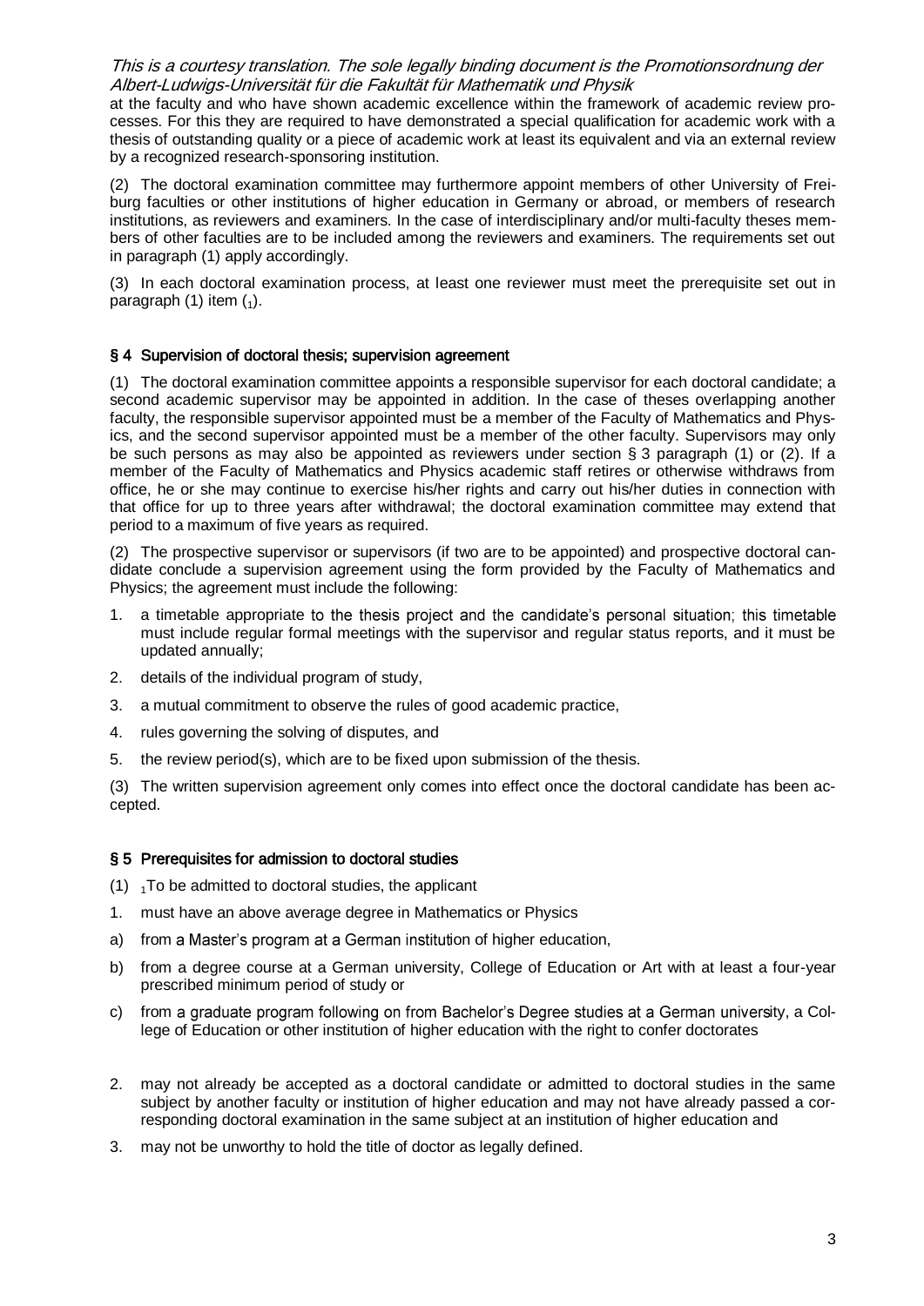at the faculty and who have shown academic excellence within the framework of academic review processes. For this they are required to have demonstrated a special qualification for academic work with a thesis of outstanding quality or a piece of academic work at least its equivalent and via an external review by a recognized research-sponsoring institution.

(2) The doctoral examination committee may furthermore appoint members of other University of Freiburg faculties or other institutions of higher education in Germany or abroad, or members of research institutions, as reviewers and examiners. In the case of interdisciplinary and/or multi-faculty theses members of other faculties are to be included among the reviewers and examiners. The requirements set out in paragraph (1) apply accordingly.

(3) In each doctoral examination process, at least one reviewer must meet the prerequisite set out in paragraph (1) item ($_1$).

## § 4 Supervision of doctoral thesis; supervision agreement

(1) The doctoral examination committee appoints a responsible supervisor for each doctoral candidate; a second academic supervisor may be appointed in addition. In the case of theses overlapping another faculty, the responsible supervisor appointed must be a member of the Faculty of Mathematics and Physics, and the second supervisor appointed must be a member of the other faculty. Supervisors may only be such persons as may also be appointed as reviewers under section § 3 paragraph (1) or (2). If a member of the Faculty of Mathematics and Physics academic staff retires or otherwise withdraws from office, he or she may continue to exercise his/her rights and carry out his/her duties in connection with that office for up to three years after withdrawal; the doctoral examination committee may extend that period to a maximum of five years as required.

(2) The prospective supervisor or supervisors (if two are to be appointed) and prospective doctoral candidate conclude a supervision agreement using the form provided by the Faculty of Mathematics and Physics; the agreement must include the following:

1. a timetable appropriate to the thesis project and the candidate's personal situation; this timetable must include regular formal meetings with the supervisor and regular status reports, and it must be updated annually;
2. details of the individual program of study,
3. a mutual commitment to observe the rules of good academic practice,
4. rules governing the solving of disputes, and
5. the review period(s), which are to be fixed upon submission of the thesis.

(3) The written supervision agreement only comes into effect once the doctoral candidate has been accepted.

## § 5 Prerequisites for admission to doctoral studies

(1) $_1$To be admitted to doctoral studies, the applicant

1. must have an above average degree in Mathematics or Physics

a) from a Master's program at a German institution of higher education,

b) from a degree course at a German university, College of Education or Art with at least a four-year prescribed minimum period of study or

c) from a graduate program following on from Bachelor's Degree studies at a German university, a College of Education or other institution of higher education with the right to confer doctorates

2. may not already be accepted as a doctoral candidate or admitted to doctoral studies in the same subject by another faculty or institution of higher education and may not have already passed a corresponding doctoral examination in the same subject at an institution of higher education and
3. may not be unworthy to hold the title of doctor as legally defined.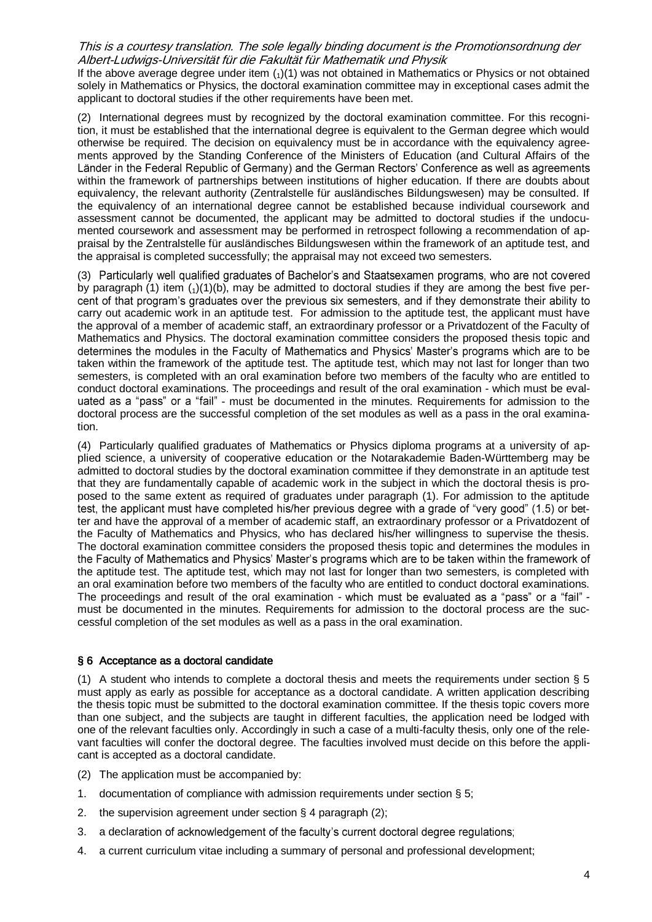If the above average degree under item $(_1)(1)$ was not obtained in Mathematics or Physics or not obtained solely in Mathematics or Physics, the doctoral examination committee may in exceptional cases admit the applicant to doctoral studies if the other requirements have been met.

(2) International degrees must by recognized by the doctoral examination committee. For this recognition, it must be established that the international degree is equivalent to the German degree which would otherwise be required. The decision on equivalency must be in accordance with the equivalency agreements approved by the Standing Conference of the Ministers of Education (and Cultural Affairs of the Länder in the Federal Republic of Germany) and the German Rectors' Conference as well as agreements within the framework of partnerships between institutions of higher education. If there are doubts about equivalency, the relevant authority (Zentralstelle für ausländisches Bildungswesen) may be consulted. If the equivalency of an international degree cannot be established because individual coursework and assessment cannot be documented, the applicant may be admitted to doctoral studies if the undocumented coursework and assessment may be performed in retrospect following a recommendation of appraisal by the Zentralstelle für ausländisches Bildungswesen within the framework of an aptitude test, and the appraisal is completed successfully; the appraisal may not exceed two semesters.

(3) Particularly well qualified graduates of Bachelor's and Staatsexamen programs, who are not covered by paragraph (1) item $(_1)(1)(b)$, may be admitted to doctoral studies if they are among the best five percent of that program's graduates over the previous six semesters, and if they demonstrate their ability to carry out academic work in an aptitude test. For admission to the aptitude test, the applicant must have the approval of a member of academic staff, an extraordinary professor or a Privatdozent of the Faculty of Mathematics and Physics. The doctoral examination committee considers the proposed thesis topic and determines the modules in the Faculty of Mathematics and Physics' Master's programs which are to be taken within the framework of the aptitude test. The aptitude test, which may not last for longer than two semesters, is completed with an oral examination before two members of the faculty who are entitled to conduct doctoral examinations. The proceedings and result of the oral examination - which must be evaluated as a "pass" or a "fail" - must be documented in the minutes. Requirements for admission to the doctoral process are the successful completion of the set modules as well as a pass in the oral examination.

(4) Particularly qualified graduates of Mathematics or Physics diploma programs at a university of applied science, a university of cooperative education or the Notarakademie Baden-Württemberg may be admitted to doctoral studies by the doctoral examination committee if they demonstrate in an aptitude test that they are fundamentally capable of academic work in the subject in which the doctoral thesis is proposed to the same extent as required of graduates under paragraph (1). For admission to the aptitude test, the applicant must have completed his/her previous degree with a grade of "very good" (1.5) or better and have the approval of a member of academic staff, an extraordinary professor or a Privatdozent of the Faculty of Mathematics and Physics, who has declared his/her willingness to supervise the thesis. The doctoral examination committee considers the proposed thesis topic and determines the modules in the Faculty of Mathematics and Physics' Master's programs which are to be taken within the framework of the aptitude test. The aptitude test, which may not last for longer than two semesters, is completed with an oral examination before two members of the faculty who are entitled to conduct doctoral examinations. The proceedings and result of the oral examination - which must be evaluated as a "pass" or a "fail" - must be documented in the minutes. Requirements for admission to the doctoral process are the successful completion of the set modules as well as a pass in the oral examination.

## § 6 Acceptance as a doctoral candidate

(1) A student who intends to complete a doctoral thesis and meets the requirements under section § 5 must apply as early as possible for acceptance as a doctoral candidate. A written application describing the thesis topic must be submitted to the doctoral examination committee. If the thesis topic covers more than one subject, and the subjects are taught in different faculties, the application need be lodged with one of the relevant faculties only. Accordingly in such a case of a multi-faculty thesis, only one of the relevant faculties will confer the doctoral degree. The faculties involved must decide on this before the applicant is accepted as a doctoral candidate.

(2) The application must be accompanied by:

1. documentation of compliance with admission requirements under section § 5;
2. the supervision agreement under section § 4 paragraph (2);
3. a declaration of acknowledgement of the faculty's current doctoral degree regulations;
4. a current curriculum vitae including a summary of personal and professional development;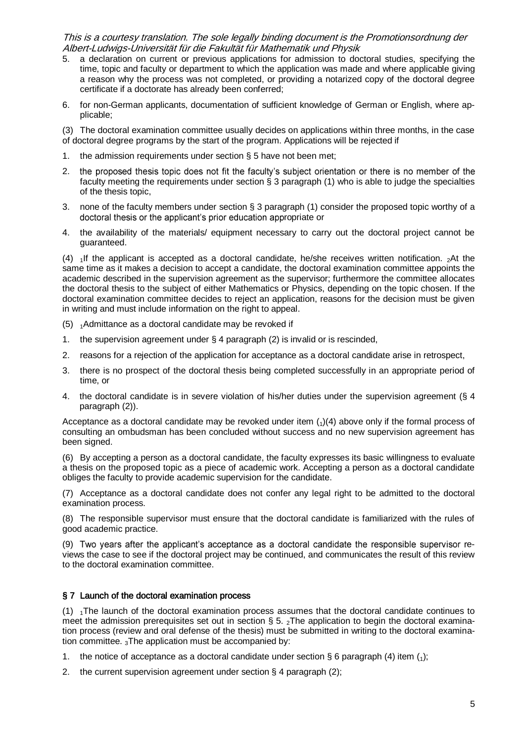5. a declaration on current or previous applications for admission to doctoral studies, specifying the time, topic and faculty or department to which the application was made and where applicable giving a reason why the process was not completed, or providing a notarized copy of the doctoral degree certificate if a doctorate has already been conferred;
6. for non-German applicants, documentation of sufficient knowledge of German or English, where applicable;

(3) The doctoral examination committee usually decides on applications within three months, in the case of doctoral degree programs by the start of the program. Applications will be rejected if

1. the admission requirements under section § 5 have not been met;
2. the proposed thesis topic does not fit the faculty's subject orientation or there is no member of the faculty meeting the requirements under section § 3 paragraph (1) who is able to judge the specialties of the thesis topic,
3. none of the faculty members under section § 3 paragraph (1) consider the proposed topic worthy of a doctoral thesis or the applicant's prior education appropriate or
4. the availability of the materials/ equipment necessary to carry out the doctoral project cannot be guaranteed.

(4) $_1$If the applicant is accepted as a doctoral candidate, he/she receives written notification. $_2$At the same time as it makes a decision to accept a candidate, the doctoral examination committee appoints the academic described in the supervision agreement as the supervisor; furthermore the committee allocates the doctoral thesis to the subject of either Mathematics or Physics, depending on the topic chosen. If the doctoral examination committee decides to reject an application, reasons for the decision must be given in writing and must include information on the right to appeal.

(5) $_1$Admittance as a doctoral candidate may be revoked if

1. the supervision agreement under § 4 paragraph (2) is invalid or is rescinded,
2. reasons for a rejection of the application for acceptance as a doctoral candidate arise in retrospect,
3. there is no prospect of the doctoral thesis being completed successfully in an appropriate period of time, or
4. the doctoral candidate is in severe violation of his/her duties under the supervision agreement (§ 4 paragraph (2)).

Acceptance as a doctoral candidate may be revoked under item ($_1$)(4) above only if the formal process of consulting an ombudsman has been concluded without success and no new supervision agreement has been signed.

(6) By accepting a person as a doctoral candidate, the faculty expresses its basic willingness to evaluate a thesis on the proposed topic as a piece of academic work. Accepting a person as a doctoral candidate obliges the faculty to provide academic supervision for the candidate.

(7) Acceptance as a doctoral candidate does not confer any legal right to be admitted to the doctoral examination process.

(8) The responsible supervisor must ensure that the doctoral candidate is familiarized with the rules of good academic practice.

(9) Two years after the applicant's acceptance as a doctoral candidate the responsible supervisor reviews the case to see if the doctoral project may be continued, and communicates the result of this review to the doctoral examination committee.

### § 7 Launch of the doctoral examination process

(1) $_1$The launch of the doctoral examination process assumes that the doctoral candidate continues to meet the admission prerequisites set out in section § 5. $_2$The application to begin the doctoral examination process (review and oral defense of the thesis) must be submitted in writing to the doctoral examination committee. $_3$The application must be accompanied by:

1. the notice of acceptance as a doctoral candidate under section § 6 paragraph (4) item ($_1$);
2. the current supervision agreement under section § 4 paragraph (2);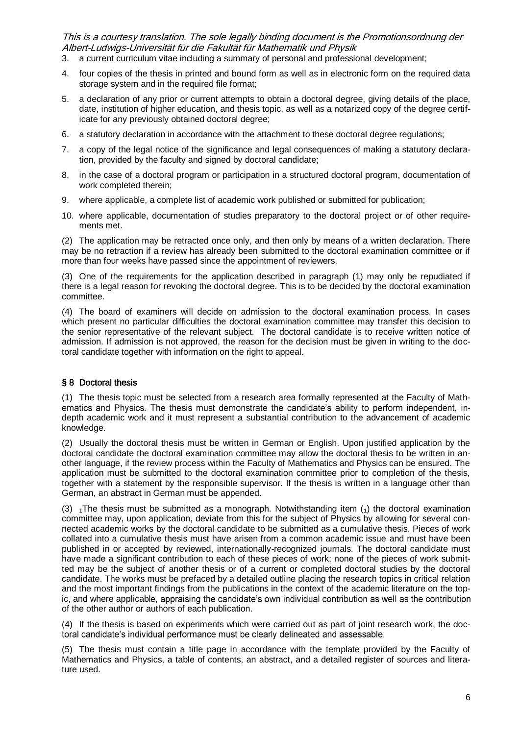3. a current curriculum vitae including a summary of personal and professional development;
4. four copies of the thesis in printed and bound form as well as in electronic form on the required data storage system and in the required file format;
5. a declaration of any prior or current attempts to obtain a doctoral degree, giving details of the place, date, institution of higher education, and thesis topic, as well as a notarized copy of the degree certificate for any previously obtained doctoral degree;
6. a statutory declaration in accordance with the attachment to these doctoral degree regulations;
7. a copy of the legal notice of the significance and legal consequences of making a statutory declaration, provided by the faculty and signed by doctoral candidate;
8. in the case of a doctoral program or participation in a structured doctoral program, documentation of work completed therein;
9. where applicable, a complete list of academic work published or submitted for publication;
10. where applicable, documentation of studies preparatory to the doctoral project or of other requirements met.

(2) The application may be retracted once only, and then only by means of a written declaration. There may be no retraction if a review has already been submitted to the doctoral examination committee or if more than four weeks have passed since the appointment of reviewers.

(3) One of the requirements for the application described in paragraph (1) may only be repudiated if there is a legal reason for revoking the doctoral degree. This is to be decided by the doctoral examination committee.

(4) The board of examiners will decide on admission to the doctoral examination process. In cases which present no particular difficulties the doctoral examination committee may transfer this decision to the senior representative of the relevant subject. The doctoral candidate is to receive written notice of admission. If admission is not approved, the reason for the decision must be given in writing to the doctoral candidate together with information on the right to appeal.

## § 8 Doctoral thesis

(1) The thesis topic must be selected from a research area formally represented at the Faculty of Mathematics and Physics. The thesis must demonstrate the candidate's ability to perform independent, in-depth academic work and it must represent a substantial contribution to the advancement of academic knowledge.

(2) Usually the doctoral thesis must be written in German or English. Upon justified application by the doctoral candidate the doctoral examination committee may allow the doctoral thesis to be written in another language, if the review process within the Faculty of Mathematics and Physics can be ensured. The application must be submitted to the doctoral examination committee prior to completion of the thesis, together with a statement by the responsible supervisor. If the thesis is written in a language other than German, an abstract in German must be appended.

(3) $_1$The thesis must be submitted as a monograph. Notwithstanding item ($_1$) the doctoral examination committee may, upon application, deviate from this for the subject of Physics by allowing for several connected academic works by the doctoral candidate to be submitted as a cumulative thesis. Pieces of work collated into a cumulative thesis must have arisen from a common academic issue and must have been published in or accepted by reviewed, internationally-recognized journals. The doctoral candidate must have made a significant contribution to each of these pieces of work; none of the pieces of work submitted may be the subject of another thesis or of a current or completed doctoral studies by the doctoral candidate. The works must be prefaced by a detailed outline placing the research topics in critical relation and the most important findings from the publications in the context of the academic literature on the topic, and where applicable, appraising the candidate's own individual contribution as well as the contribution of the other author or authors of each publication.

(4) If the thesis is based on experiments which were carried out as part of joint research work, the doctoral candidate's individual performance must be clearly delineated and assessable.

(5) The thesis must contain a title page in accordance with the template provided by the Faculty of Mathematics and Physics, a table of contents, an abstract, and a detailed register of sources and literature used.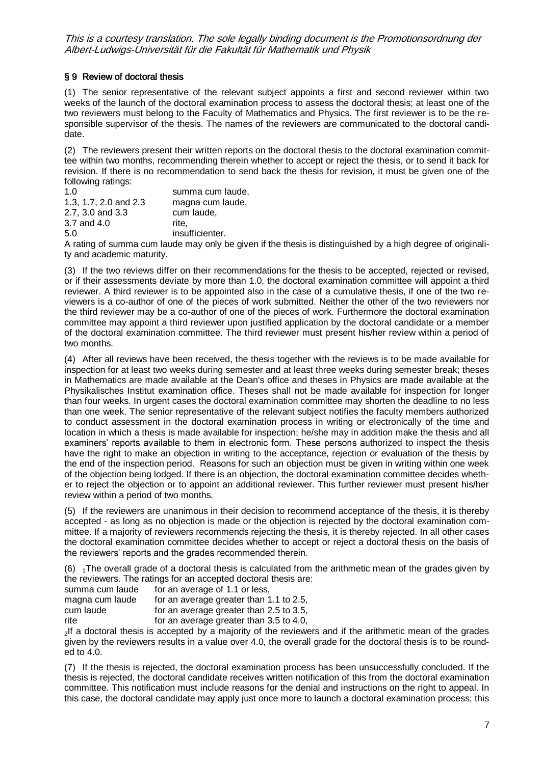## § 9 Review of doctoral thesis

(1) The senior representative of the relevant subject appoints a first and second reviewer within two weeks of the launch of the doctoral examination process to assess the doctoral thesis; at least one of the two reviewers must belong to the Faculty of Mathematics and Physics. The first reviewer is to be the responsible supervisor of the thesis. The names of the reviewers are communicated to the doctoral candidate.

(2) The reviewers present their written reports on the doctoral thesis to the doctoral examination committee within two months, recommending therein whether to accept or reject the thesis, or to send it back for revision. If there is no recommendation to send back the thesis for revision, it must be given one of the following ratings:

| | |
|---|---|
| 1.0 | summa cum laude, |
| 1.3, 1.7, 2.0 and 2.3 | magna cum laude, |
| 2.7, 3.0 and 3.3 | cum laude, |
| 3.7 and 4.0 | rite, |
| 5.0 | insufficienter. |

A rating of summa cum laude may only be given if the thesis is distinguished by a high degree of originality and academic maturity.

(3) If the two reviews differ on their recommendations for the thesis to be accepted, rejected or revised, or if their assessments deviate by more than 1.0, the doctoral examination committee will appoint a third reviewer. A third reviewer is to be appointed also in the case of a cumulative thesis, if one of the two reviewers is a co-author of one of the pieces of work submitted. Neither the other of the two reviewers nor the third reviewer may be a co-author of one of the pieces of work. Furthermore the doctoral examination committee may appoint a third reviewer upon justified application by the doctoral candidate or a member of the doctoral examination committee. The third reviewer must present his/her review within a period of two months.

(4) After all reviews have been received, the thesis together with the reviews is to be made available for inspection for at least two weeks during semester and at least three weeks during semester break; theses in Mathematics are made available at the Dean's office and theses in Physics are made available at the Physikalisches Institut examination office. Theses shall not be made available for inspection for longer than four weeks. In urgent cases the doctoral examination committee may shorten the deadline to no less than one week. The senior representative of the relevant subject notifies the faculty members authorized to conduct assessment in the doctoral examination process in writing or electronically of the time and location in which a thesis is made available for inspection; he/she may in addition make the thesis and all examiners' reports available to them in electronic form. These persons authorized to inspect the thesis have the right to make an objection in writing to the acceptance, rejection or evaluation of the thesis by the end of the inspection period. Reasons for such an objection must be given in writing within one week of the objection being lodged. If there is an objection, the doctoral examination committee decides whether to reject the objection or to appoint an additional reviewer. This further reviewer must present his/her review within a period of two months.

(5) If the reviewers are unanimous in their decision to recommend acceptance of the thesis, it is thereby accepted - as long as no objection is made or the objection is rejected by the doctoral examination committee. If a majority of reviewers recommends rejecting the thesis, it is thereby rejected. In all other cases the doctoral examination committee decides whether to accept or reject a doctoral thesis on the basis of the reviewers' reports and the grades recommended therein.

(6) [1]The overall grade of a doctoral thesis is calculated from the arithmetic mean of the grades given by the reviewers. The ratings for an accepted doctoral thesis are:

| | |
|---|---|
| summa cum laude | for an average of 1.1 or less, |
| magna cum laude | for an average greater than 1.1 to 2.5, |
| cum laude | for an average greater than 2.5 to 3.5, |
| rite | for an average greater than 3.5 to 4.0, |

[2]If a doctoral thesis is accepted by a majority of the reviewers and if the arithmetic mean of the grades given by the reviewers results in a value over 4.0, the overall grade for the doctoral thesis is to be rounded to 4.0.

(7) If the thesis is rejected, the doctoral examination process has been unsuccessfully concluded. If the thesis is rejected, the doctoral candidate receives written notification of this from the doctoral examination committee. This notification must include reasons for the denial and instructions on the right to appeal. In this case, the doctoral candidate may apply just once more to launch a doctoral examination process; this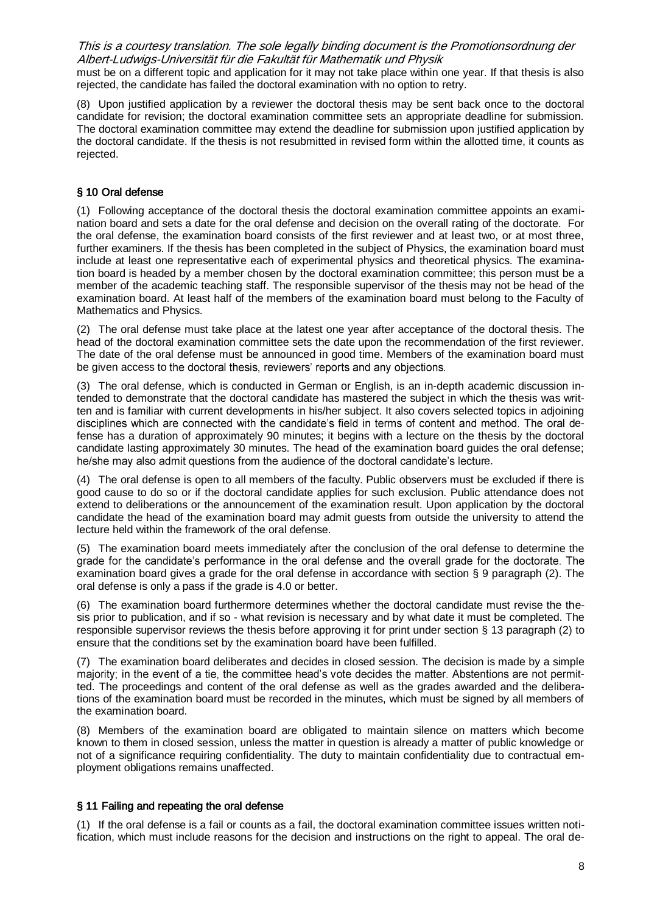must be on a different topic and application for it may not take place within one year. If that thesis is also rejected, the candidate has failed the doctoral examination with no option to retry.

(8) Upon justified application by a reviewer the doctoral thesis may be sent back once to the doctoral candidate for revision; the doctoral examination committee sets an appropriate deadline for submission. The doctoral examination committee may extend the deadline for submission upon justified application by the doctoral candidate. If the thesis is not resubmitted in revised form within the allotted time, it counts as rejected.

## § 10 Oral defense

(1) Following acceptance of the doctoral thesis the doctoral examination committee appoints an examination board and sets a date for the oral defense and decision on the overall rating of the doctorate. For the oral defense, the examination board consists of the first reviewer and at least two, or at most three, further examiners. If the thesis has been completed in the subject of Physics, the examination board must include at least one representative each of experimental physics and theoretical physics. The examination board is headed by a member chosen by the doctoral examination committee; this person must be a member of the academic teaching staff. The responsible supervisor of the thesis may not be head of the examination board. At least half of the members of the examination board must belong to the Faculty of Mathematics and Physics.

(2) The oral defense must take place at the latest one year after acceptance of the doctoral thesis. The head of the doctoral examination committee sets the date upon the recommendation of the first reviewer. The date of the oral defense must be announced in good time. Members of the examination board must be given access to the doctoral thesis, reviewers' reports and any objections.

(3) The oral defense, which is conducted in German or English, is an in-depth academic discussion intended to demonstrate that the doctoral candidate has mastered the subject in which the thesis was written and is familiar with current developments in his/her subject. It also covers selected topics in adjoining disciplines which are connected with the candidate's field in terms of content and method. The oral defense has a duration of approximately 90 minutes; it begins with a lecture on the thesis by the doctoral candidate lasting approximately 30 minutes. The head of the examination board guides the oral defense; he/she may also admit questions from the audience of the doctoral candidate's lecture.

(4) The oral defense is open to all members of the faculty. Public observers must be excluded if there is good cause to do so or if the doctoral candidate applies for such exclusion. Public attendance does not extend to deliberations or the announcement of the examination result. Upon application by the doctoral candidate the head of the examination board may admit guests from outside the university to attend the lecture held within the framework of the oral defense.

(5) The examination board meets immediately after the conclusion of the oral defense to determine the grade for the candidate's performance in the oral defense and the overall grade for the doctorate. The examination board gives a grade for the oral defense in accordance with section § 9 paragraph (2). The oral defense is only a pass if the grade is 4.0 or better.

(6) The examination board furthermore determines whether the doctoral candidate must revise the thesis prior to publication, and if so - what revision is necessary and by what date it must be completed. The responsible supervisor reviews the thesis before approving it for print under section § 13 paragraph (2) to ensure that the conditions set by the examination board have been fulfilled.

(7) The examination board deliberates and decides in closed session. The decision is made by a simple majority; in the event of a tie, the committee head's vote decides the matter. Abstentions are not permitted. The proceedings and content of the oral defense as well as the grades awarded and the deliberations of the examination board must be recorded in the minutes, which must be signed by all members of the examination board.

(8) Members of the examination board are obligated to maintain silence on matters which become known to them in closed session, unless the matter in question is already a matter of public knowledge or not of a significance requiring confidentiality. The duty to maintain confidentiality due to contractual employment obligations remains unaffected.

## § 11 Failing and repeating the oral defense

(1) If the oral defense is a fail or counts as a fail, the doctoral examination committee issues written notification, which must include reasons for the decision and instructions on the right to appeal. The oral de-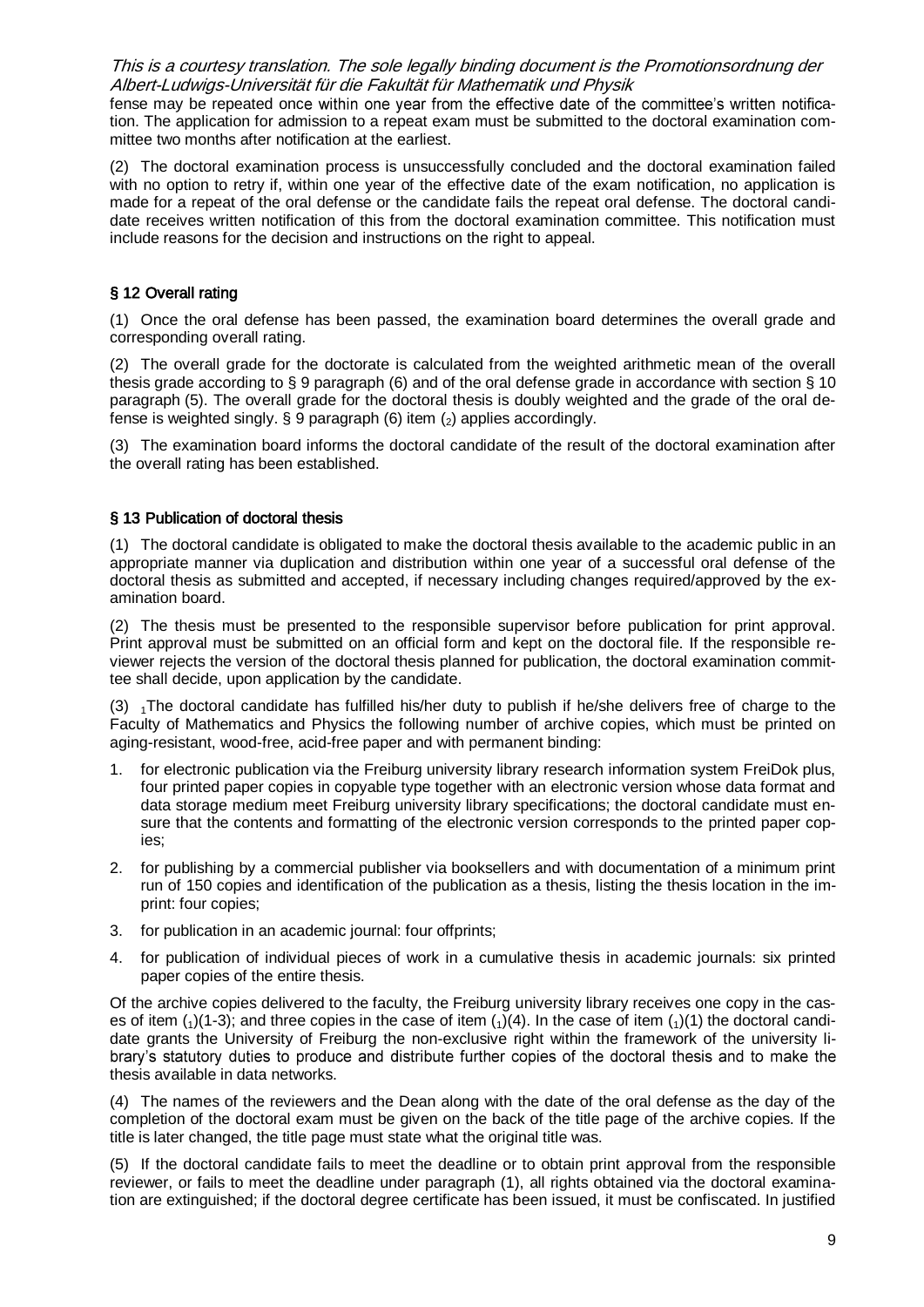fense may be repeated once within one year from the effective date of the committee's written notification. The application for admission to a repeat exam must be submitted to the doctoral examination committee two months after notification at the earliest.

(2) The doctoral examination process is unsuccessfully concluded and the doctoral examination failed with no option to retry if, within one year of the effective date of the exam notification, no application is made for a repeat of the oral defense or the candidate fails the repeat oral defense. The doctoral candidate receives written notification of this from the doctoral examination committee. This notification must include reasons for the decision and instructions on the right to appeal.

## § 12 Overall rating

(1) Once the oral defense has been passed, the examination board determines the overall grade and corresponding overall rating.

(2) The overall grade for the doctorate is calculated from the weighted arithmetic mean of the overall thesis grade according to § 9 paragraph (6) and of the oral defense grade in accordance with section § 10 paragraph (5). The overall grade for the doctoral thesis is doubly weighted and the grade of the oral defense is weighted singly. § 9 paragraph (6) item ($_2$) applies accordingly.

(3) The examination board informs the doctoral candidate of the result of the doctoral examination after the overall rating has been established.

## § 13 Publication of doctoral thesis

(1) The doctoral candidate is obligated to make the doctoral thesis available to the academic public in an appropriate manner via duplication and distribution within one year of a successful oral defense of the doctoral thesis as submitted and accepted, if necessary including changes required/approved by the examination board.

(2) The thesis must be presented to the responsible supervisor before publication for print approval. Print approval must be submitted on an official form and kept on the doctoral file. If the responsible reviewer rejects the version of the doctoral thesis planned for publication, the doctoral examination committee shall decide, upon application by the candidate.

(3) $_1$The doctoral candidate has fulfilled his/her duty to publish if he/she delivers free of charge to the Faculty of Mathematics and Physics the following number of archive copies, which must be printed on aging-resistant, wood-free, acid-free paper and with permanent binding:

1. for electronic publication via the Freiburg university library research information system FreiDok plus, four printed paper copies in copyable type together with an electronic version whose data format and data storage medium meet Freiburg university library specifications; the doctoral candidate must ensure that the contents and formatting of the electronic version corresponds to the printed paper copies;
2. for publishing by a commercial publisher via booksellers and with documentation of a minimum print run of 150 copies and identification of the publication as a thesis, listing the thesis location in the imprint: four copies;
3. for publication in an academic journal: four offprints;
4. for publication of individual pieces of work in a cumulative thesis in academic journals: six printed paper copies of the entire thesis.

Of the archive copies delivered to the faculty, the Freiburg university library receives one copy in the cases of item ($_1$)(1-3); and three copies in the case of item ($_1$)(4). In the case of item ($_1$)(1) the doctoral candidate grants the University of Freiburg the non-exclusive right within the framework of the university library's statutory duties to produce and distribute further copies of the doctoral thesis and to make the thesis available in data networks.

(4) The names of the reviewers and the Dean along with the date of the oral defense as the day of the completion of the doctoral exam must be given on the back of the title page of the archive copies. If the title is later changed, the title page must state what the original title was.

(5) If the doctoral candidate fails to meet the deadline or to obtain print approval from the responsible reviewer, or fails to meet the deadline under paragraph (1), all rights obtained via the doctoral examination are extinguished; if the doctoral degree certificate has been issued, it must be confiscated. In justified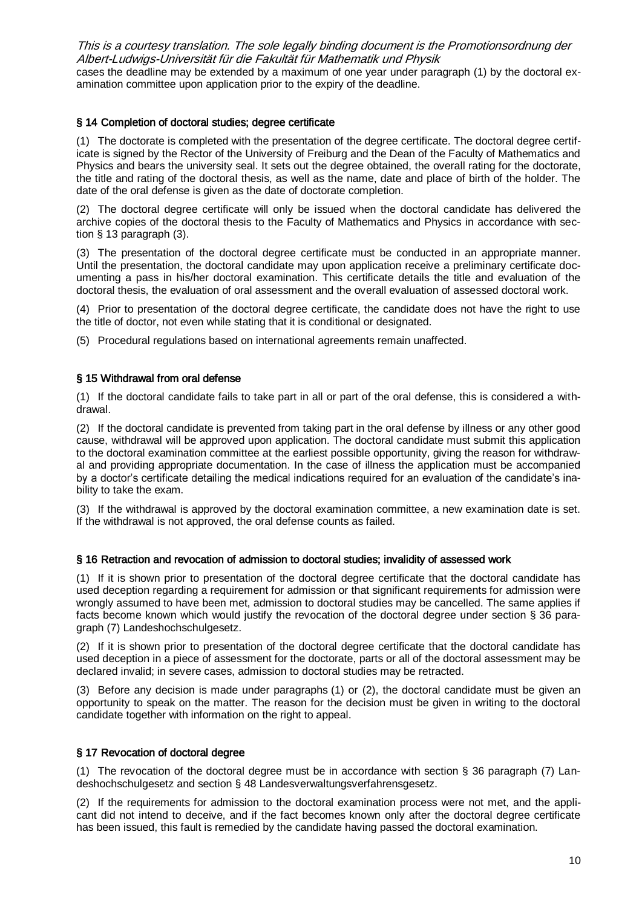cases the deadline may be extended by a maximum of one year under paragraph (1) by the doctoral examination committee upon application prior to the expiry of the deadline.

## § 14 Completion of doctoral studies; degree certificate

(1) The doctorate is completed with the presentation of the degree certificate. The doctoral degree certificate is signed by the Rector of the University of Freiburg and the Dean of the Faculty of Mathematics and Physics and bears the university seal. It sets out the degree obtained, the overall rating for the doctorate, the title and rating of the doctoral thesis, as well as the name, date and place of birth of the holder. The date of the oral defense is given as the date of doctorate completion.

(2) The doctoral degree certificate will only be issued when the doctoral candidate has delivered the archive copies of the doctoral thesis to the Faculty of Mathematics and Physics in accordance with section § 13 paragraph (3).

(3) The presentation of the doctoral degree certificate must be conducted in an appropriate manner. Until the presentation, the doctoral candidate may upon application receive a preliminary certificate documenting a pass in his/her doctoral examination. This certificate details the title and evaluation of the doctoral thesis, the evaluation of oral assessment and the overall evaluation of assessed doctoral work.

(4) Prior to presentation of the doctoral degree certificate, the candidate does not have the right to use the title of doctor, not even while stating that it is conditional or designated.

(5) Procedural regulations based on international agreements remain unaffected.

## § 15 Withdrawal from oral defense

(1) If the doctoral candidate fails to take part in all or part of the oral defense, this is considered a withdrawal.

(2) If the doctoral candidate is prevented from taking part in the oral defense by illness or any other good cause, withdrawal will be approved upon application. The doctoral candidate must submit this application to the doctoral examination committee at the earliest possible opportunity, giving the reason for withdrawal and providing appropriate documentation. In the case of illness the application must be accompanied by a doctor's certificate detailing the medical indications required for an evaluation of the candidate's inability to take the exam.

(3) If the withdrawal is approved by the doctoral examination committee, a new examination date is set. If the withdrawal is not approved, the oral defense counts as failed.

## § 16 Retraction and revocation of admission to doctoral studies; invalidity of assessed work

(1) If it is shown prior to presentation of the doctoral degree certificate that the doctoral candidate has used deception regarding a requirement for admission or that significant requirements for admission were wrongly assumed to have been met, admission to doctoral studies may be cancelled. The same applies if facts become known which would justify the revocation of the doctoral degree under section § 36 paragraph (7) Landeshochschulgesetz.

(2) If it is shown prior to presentation of the doctoral degree certificate that the doctoral candidate has used deception in a piece of assessment for the doctorate, parts or all of the doctoral assessment may be declared invalid; in severe cases, admission to doctoral studies may be retracted.

(3) Before any decision is made under paragraphs (1) or (2), the doctoral candidate must be given an opportunity to speak on the matter. The reason for the decision must be given in writing to the doctoral candidate together with information on the right to appeal.

## § 17 Revocation of doctoral degree

(1) The revocation of the doctoral degree must be in accordance with section § 36 paragraph (7) Landeshochschulgesetz and section § 48 Landesverwaltungsverfahrensgesetz.

(2) If the requirements for admission to the doctoral examination process were not met, and the applicant did not intend to deceive, and if the fact becomes known only after the doctoral degree certificate has been issued, this fault is remedied by the candidate having passed the doctoral examination.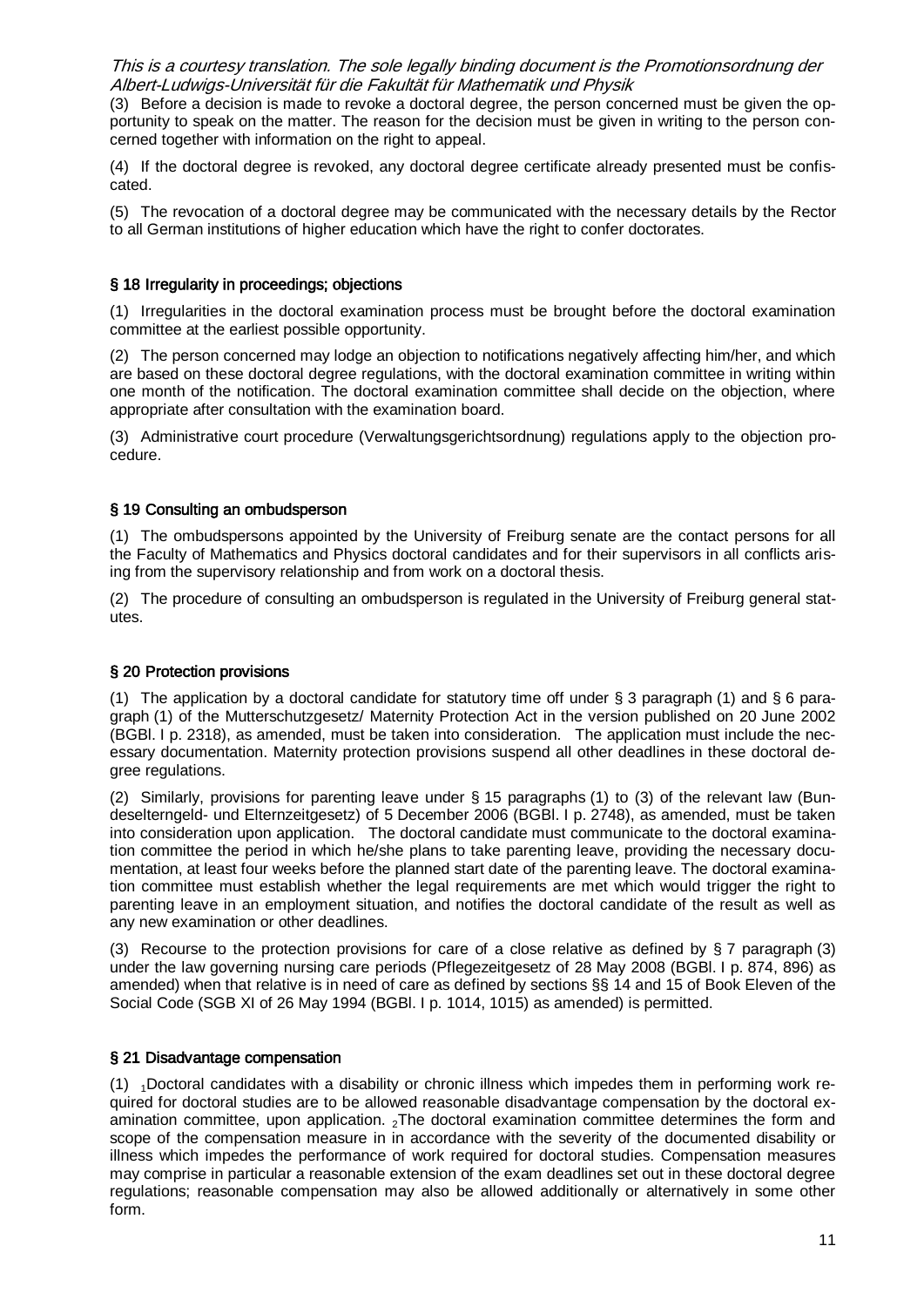(3) Before a decision is made to revoke a doctoral degree, the person concerned must be given the opportunity to speak on the matter. The reason for the decision must be given in writing to the person concerned together with information on the right to appeal.

(4) If the doctoral degree is revoked, any doctoral degree certificate already presented must be confiscated.

(5) The revocation of a doctoral degree may be communicated with the necessary details by the Rector to all German institutions of higher education which have the right to confer doctorates.

## § 18 Irregularity in proceedings; objections

(1) Irregularities in the doctoral examination process must be brought before the doctoral examination committee at the earliest possible opportunity.

(2) The person concerned may lodge an objection to notifications negatively affecting him/her, and which are based on these doctoral degree regulations, with the doctoral examination committee in writing within one month of the notification. The doctoral examination committee shall decide on the objection, where appropriate after consultation with the examination board.

(3) Administrative court procedure (Verwaltungsgerichtsordnung) regulations apply to the objection procedure.

## § 19 Consulting an ombudsperson

(1) The ombudspersons appointed by the University of Freiburg senate are the contact persons for all the Faculty of Mathematics and Physics doctoral candidates and for their supervisors in all conflicts arising from the supervisory relationship and from work on a doctoral thesis.

(2) The procedure of consulting an ombudsperson is regulated in the University of Freiburg general statutes.

## § 20 Protection provisions

(1) The application by a doctoral candidate for statutory time off under § 3 paragraph (1) and § 6 paragraph (1) of the Mutterschutzgesetz/ Maternity Protection Act in the version published on 20 June 2002 (BGBl. I p. 2318), as amended, must be taken into consideration. The application must include the necessary documentation. Maternity protection provisions suspend all other deadlines in these doctoral degree regulations.

(2) Similarly, provisions for parenting leave under § 15 paragraphs (1) to (3) of the relevant law (Bundeselterngeld- und Elternzeitgesetz) of 5 December 2006 (BGBl. I p. 2748), as amended, must be taken into consideration upon application. The doctoral candidate must communicate to the doctoral examination committee the period in which he/she plans to take parenting leave, providing the necessary documentation, at least four weeks before the planned start date of the parenting leave. The doctoral examination committee must establish whether the legal requirements are met which would trigger the right to parenting leave in an employment situation, and notifies the doctoral candidate of the result as well as any new examination or other deadlines.

(3) Recourse to the protection provisions for care of a close relative as defined by § 7 paragraph (3) under the law governing nursing care periods (Pflegezeitgesetz of 28 May 2008 (BGBl. I p. 874, 896) as amended) when that relative is in need of care as defined by sections §§ 14 and 15 of Book Eleven of the Social Code (SGB XI of 26 May 1994 (BGBl. I p. 1014, 1015) as amended) is permitted.

## § 21 Disadvantage compensation

(1) $_1$Doctoral candidates with a disability or chronic illness which impedes them in performing work required for doctoral studies are to be allowed reasonable disadvantage compensation by the doctoral examination committee, upon application. $_2$The doctoral examination committee determines the form and scope of the compensation measure in in accordance with the severity of the documented disability or illness which impedes the performance of work required for doctoral studies. Compensation measures may comprise in particular a reasonable extension of the exam deadlines set out in these doctoral degree regulations; reasonable compensation may also be allowed additionally or alternatively in some other form.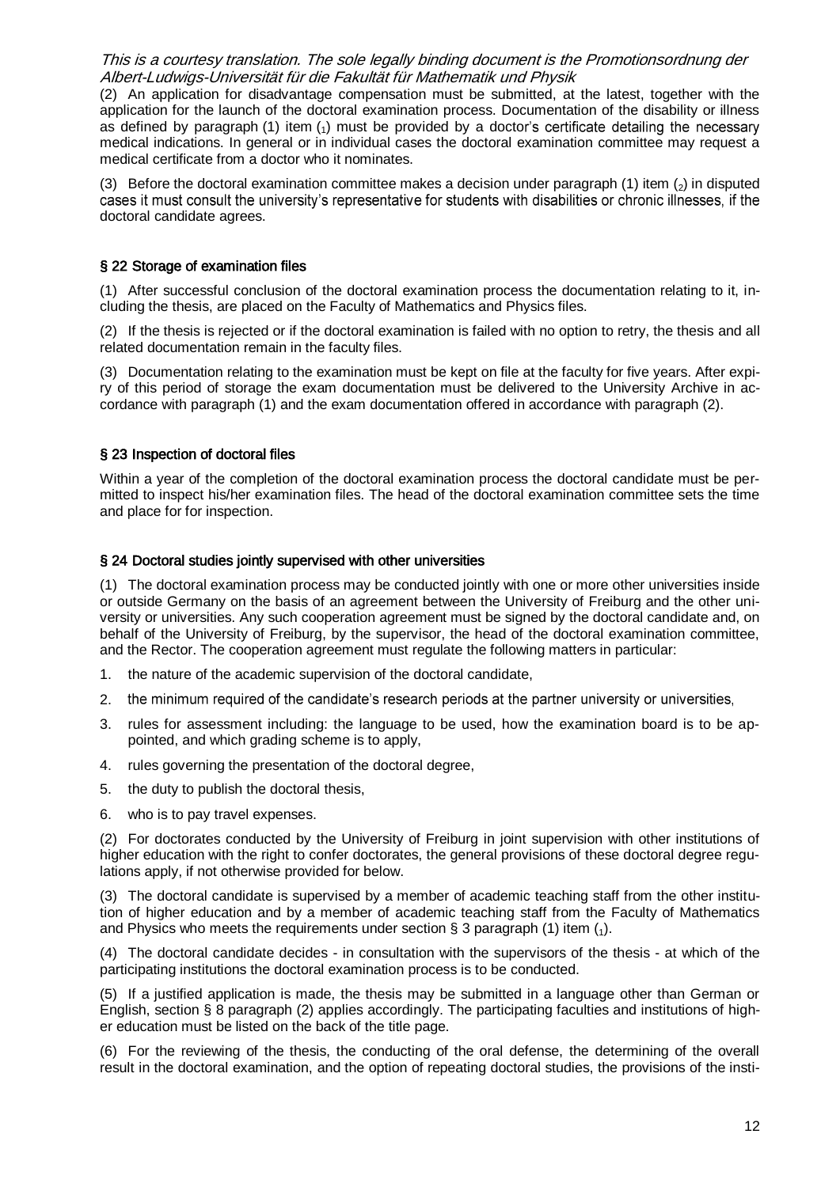(2) An application for disadvantage compensation must be submitted, at the latest, together with the application for the launch of the doctoral examination process. Documentation of the disability or illness as defined by paragraph (1) item ($_1$) must be provided by a doctor's certificate detailing the necessary medical indications. In general or in individual cases the doctoral examination committee may request a medical certificate from a doctor who it nominates.

(3) Before the doctoral examination committee makes a decision under paragraph (1) item ($_2$) in disputed cases it must consult the university's representative for students with disabilities or chronic illnesses, if the doctoral candidate agrees.

## § 22 Storage of examination files

(1) After successful conclusion of the doctoral examination process the documentation relating to it, including the thesis, are placed on the Faculty of Mathematics and Physics files.

(2) If the thesis is rejected or if the doctoral examination is failed with no option to retry, the thesis and all related documentation remain in the faculty files.

(3) Documentation relating to the examination must be kept on file at the faculty for five years. After expiry of this period of storage the exam documentation must be delivered to the University Archive in accordance with paragraph (1) and the exam documentation offered in accordance with paragraph (2).

## § 23 Inspection of doctoral files

Within a year of the completion of the doctoral examination process the doctoral candidate must be permitted to inspect his/her examination files. The head of the doctoral examination committee sets the time and place for for inspection.

## § 24 Doctoral studies jointly supervised with other universities

(1) The doctoral examination process may be conducted jointly with one or more other universities inside or outside Germany on the basis of an agreement between the University of Freiburg and the other university or universities. Any such cooperation agreement must be signed by the doctoral candidate and, on behalf of the University of Freiburg, by the supervisor, the head of the doctoral examination committee, and the Rector. The cooperation agreement must regulate the following matters in particular:

1. the nature of the academic supervision of the doctoral candidate,
2. the minimum required of the candidate's research periods at the partner university or universities,
3. rules for assessment including: the language to be used, how the examination board is to be appointed, and which grading scheme is to apply,
4. rules governing the presentation of the doctoral degree,
5. the duty to publish the doctoral thesis,
6. who is to pay travel expenses.

(2) For doctorates conducted by the University of Freiburg in joint supervision with other institutions of higher education with the right to confer doctorates, the general provisions of these doctoral degree regulations apply, if not otherwise provided for below.

(3) The doctoral candidate is supervised by a member of academic teaching staff from the other institution of higher education and by a member of academic teaching staff from the Faculty of Mathematics and Physics who meets the requirements under section § 3 paragraph (1) item ($_1$).

(4) The doctoral candidate decides - in consultation with the supervisors of the thesis - at which of the participating institutions the doctoral examination process is to be conducted.

(5) If a justified application is made, the thesis may be submitted in a language other than German or English, section § 8 paragraph (2) applies accordingly. The participating faculties and institutions of higher education must be listed on the back of the title page.

(6) For the reviewing of the thesis, the conducting of the oral defense, the determining of the overall result in the doctoral examination, and the option of repeating doctoral studies, the provisions of the insti-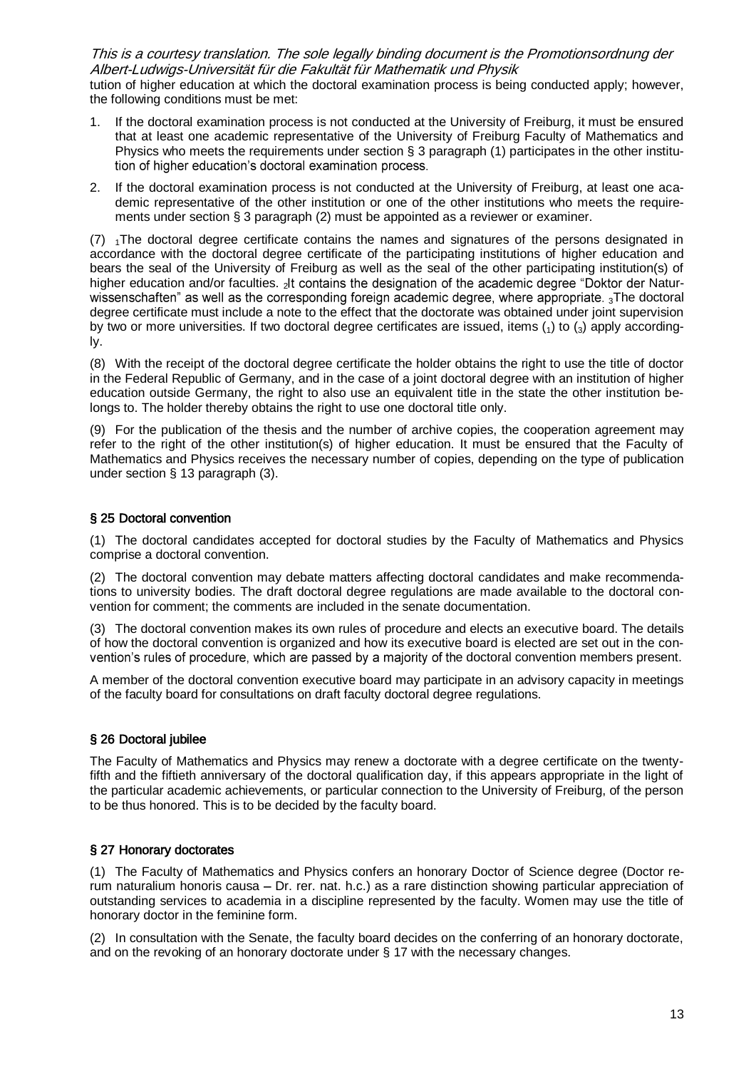tution of higher education at which the doctoral examination process is being conducted apply; however, the following conditions must be met:

1. If the doctoral examination process is not conducted at the University of Freiburg, it must be ensured that at least one academic representative of the University of Freiburg Faculty of Mathematics and Physics who meets the requirements under section § 3 paragraph (1) participates in the other institution of higher education's doctoral examination process.
2. If the doctoral examination process is not conducted at the University of Freiburg, at least one academic representative of the other institution or one of the other institutions who meets the requirements under section § 3 paragraph (2) must be appointed as a reviewer or examiner.

(7) $_1$The doctoral degree certificate contains the names and signatures of the persons designated in accordance with the doctoral degree certificate of the participating institutions of higher education and bears the seal of the University of Freiburg as well as the seal of the other participating institution(s) of higher education and/or faculties. $_2$It contains the designation of the academic degree "Doktor der Naturwissenschaften" as well as the corresponding foreign academic degree, where appropriate. $_3$The doctoral degree certificate must include a note to the effect that the doctorate was obtained under joint supervision by two or more universities. If two doctoral degree certificates are issued, items ($_1$) to ($_3$) apply accordingly.

(8) With the receipt of the doctoral degree certificate the holder obtains the right to use the title of doctor in the Federal Republic of Germany, and in the case of a joint doctoral degree with an institution of higher education outside Germany, the right to also use an equivalent title in the state the other institution belongs to. The holder thereby obtains the right to use one doctoral title only.

(9) For the publication of the thesis and the number of archive copies, the cooperation agreement may refer to the right of the other institution(s) of higher education. It must be ensured that the Faculty of Mathematics and Physics receives the necessary number of copies, depending on the type of publication under section § 13 paragraph (3).

### § 25 Doctoral convention

(1) The doctoral candidates accepted for doctoral studies by the Faculty of Mathematics and Physics comprise a doctoral convention.

(2) The doctoral convention may debate matters affecting doctoral candidates and make recommendations to university bodies. The draft doctoral degree regulations are made available to the doctoral convention for comment; the comments are included in the senate documentation.

(3) The doctoral convention makes its own rules of procedure and elects an executive board. The details of how the doctoral convention is organized and how its executive board is elected are set out in the convention's rules of procedure, which are passed by a majority of the doctoral convention members present.

A member of the doctoral convention executive board may participate in an advisory capacity in meetings of the faculty board for consultations on draft faculty doctoral degree regulations.

### § 26 Doctoral jubilee

The Faculty of Mathematics and Physics may renew a doctorate with a degree certificate on the twenty-fifth and the fiftieth anniversary of the doctoral qualification day, if this appears appropriate in the light of the particular academic achievements, or particular connection to the University of Freiburg, of the person to be thus honored. This is to be decided by the faculty board.

### § 27 Honorary doctorates

(1) The Faculty of Mathematics and Physics confers an honorary Doctor of Science degree (Doctor rerum naturalium honoris causa – Dr. rer. nat. h.c.) as a rare distinction showing particular appreciation of outstanding services to academia in a discipline represented by the faculty. Women may use the title of honorary doctor in the feminine form.

(2) In consultation with the Senate, the faculty board decides on the conferring of an honorary doctorate, and on the revoking of an honorary doctorate under § 17 with the necessary changes.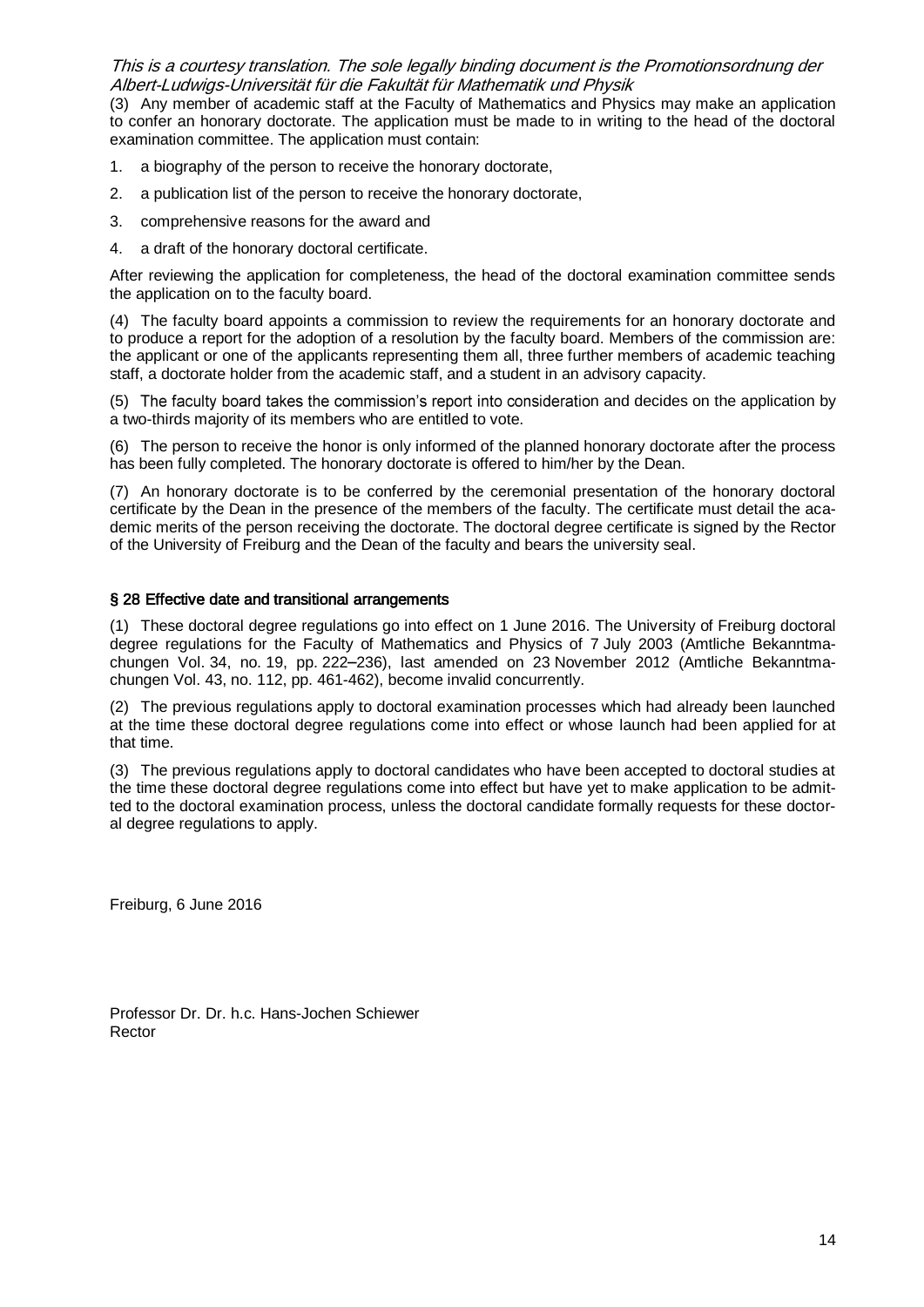(3) Any member of academic staff at the Faculty of Mathematics and Physics may make an application to confer an honorary doctorate. The application must be made to in writing to the head of the doctoral examination committee. The application must contain:

1. a biography of the person to receive the honorary doctorate,
2. a publication list of the person to receive the honorary doctorate,
3. comprehensive reasons for the award and
4. a draft of the honorary doctoral certificate.

After reviewing the application for completeness, the head of the doctoral examination committee sends the application on to the faculty board.

(4) The faculty board appoints a commission to review the requirements for an honorary doctorate and to produce a report for the adoption of a resolution by the faculty board. Members of the commission are: the applicant or one of the applicants representing them all, three further members of academic teaching staff, a doctorate holder from the academic staff, and a student in an advisory capacity.

(5) The faculty board takes the commission's report into consideration and decides on the application by a two-thirds majority of its members who are entitled to vote.

(6) The person to receive the honor is only informed of the planned honorary doctorate after the process has been fully completed. The honorary doctorate is offered to him/her by the Dean.

(7) An honorary doctorate is to be conferred by the ceremonial presentation of the honorary doctoral certificate by the Dean in the presence of the members of the faculty. The certificate must detail the academic merits of the person receiving the doctorate. The doctoral degree certificate is signed by the Rector of the University of Freiburg and the Dean of the faculty and bears the university seal.

### § 28 Effective date and transitional arrangements

(1) These doctoral degree regulations go into effect on 1 June 2016. The University of Freiburg doctoral degree regulations for the Faculty of Mathematics and Physics of 7 July 2003 (Amtliche Bekanntmachungen Vol. 34, no. 19, pp. 222–236), last amended on 23 November 2012 (Amtliche Bekanntmachungen Vol. 43, no. 112, pp. 461-462), become invalid concurrently.

(2) The previous regulations apply to doctoral examination processes which had already been launched at the time these doctoral degree regulations come into effect or whose launch had been applied for at that time.

(3) The previous regulations apply to doctoral candidates who have been accepted to doctoral studies at the time these doctoral degree regulations come into effect but have yet to make application to be admitted to the doctoral examination process, unless the doctoral candidate formally requests for these doctoral degree regulations to apply.

Freiburg, 6 June 2016

Professor Dr. Dr. h.c. Hans-Jochen Schiewer
Rector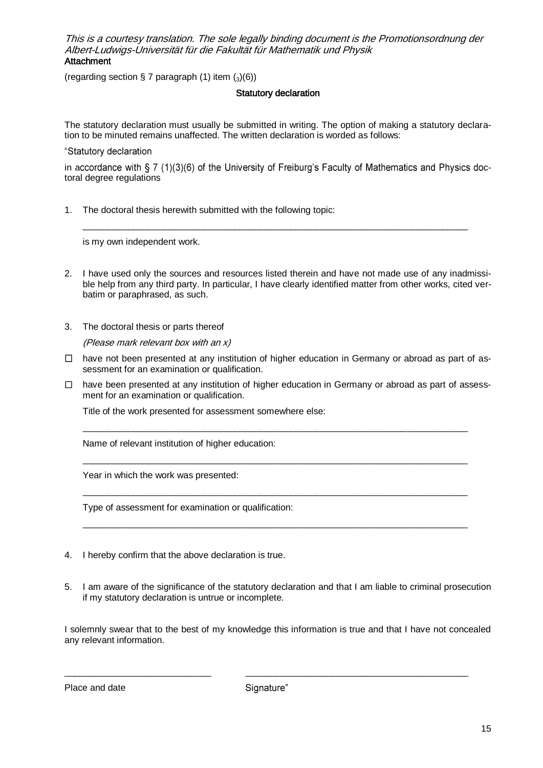*This is a courtesy translation. The sole legally binding document is the Promotionsordnung der Albert-Ludwigs-Universität für die Fakultät für Mathematik und Physik*

**Attachment**

(regarding section § 7 paragraph (1) item (3)(6))

**Statutory declaration**

The statutory declaration must usually be submitted in writing. The option of making a statutory declaration to be minuted remains unaffected. The written declaration is worded as follows:

"Statutory declaration

in accordance with § 7 (1)(3)(6) of the University of Freiburg's Faculty of Mathematics and Physics doctoral degree regulations

1. The doctoral thesis herewith submitted with the following topic:

   ______________________________________________________________________________

   is my own independent work.

2. I have used only the sources and resources listed therein and have not made use of any inadmissible help from any third party. In particular, I have clearly identified matter from other works, cited verbatim or paraphrased, as such.

3. The doctoral thesis or parts thereof

   *(Please mark relevant box with an x)*

☐ have not been presented at any institution of higher education in Germany or abroad as part of assessment for an examination or qualification.

☐ have been presented at any institution of higher education in Germany or abroad as part of assessment for an examination or qualification.

   Title of the work presented for assessment somewhere else:

   ______________________________________________________________________________

   Name of relevant institution of higher education:

   ______________________________________________________________________________

   Year in which the work was presented:

   ______________________________________________________________________________

   Type of assessment for examination or qualification:

   ______________________________________________________________________________

4. I hereby confirm that the above declaration is true.

5. I am aware of the significance of the statutory declaration and that I am liable to criminal prosecution if my statutory declaration is untrue or incomplete.

I solemnly swear that to the best of my knowledge this information is true and that I have not concealed any relevant information.

_____________________________ _____________________________________________

Place and date Signature"